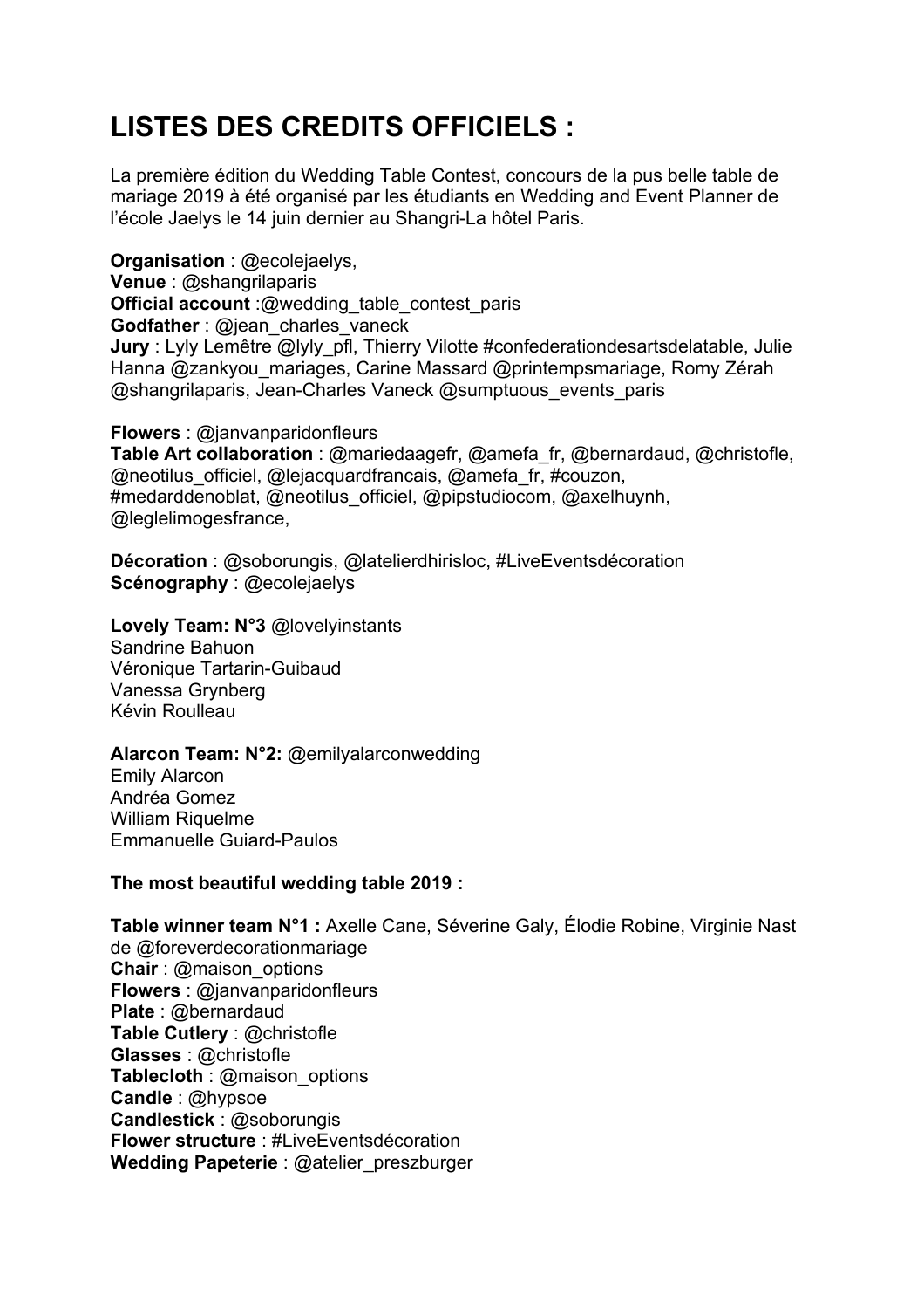# LISTES DES CREDITS OFFICIELS :

La première édition du Wedding Table Contest, concours de la pus belle table de mariage 2019 à été organisé par les étudiants en Wedding and Event Planner de l'école Jaelys le 14 juin dernier au Shangri-La hôtel Paris.

**Organisation** : @ecolejaelys,
**Venue** : @shangrilaparis
**Official account** :@wedding_table_contest_paris
**Godfather** : @jean_charles_vaneck
**Jury** : Lyly Lemêtre @lyly_pfl, Thierry Vilotte #confederationdesartsdelatable, Julie Hanna @zankyou_mariages, Carine Massard @printempsmariage, Romy Zérah @shangrilaparis, Jean-Charles Vaneck @sumptuous_events_paris

**Flowers** : @janvanparidonfleurs
**Table Art collaboration** : @mariedaagefr, @amefa_fr, @bernardaud, @christofle, @neotilus_officiel, @lejacquardfrancais, @amefa_fr, #couzon, #medarddenoblat, @neotilus_officiel, @pipstudiocom, @axelhuynh, @leglelimogesfrance,

**Décoration** : @soborungis, @latelierdhirisloc, #LiveEventsdécoration
**Scénography** : @ecolejaelys

**Lovely Team: N°3** @lovelyinstants
Sandrine Bahuon
Véronique Tartarin-Guibaud
Vanessa Grynberg
Kévin Roulleau

**Alarcon Team: N°2:** @emilyalarconwedding
Emily Alarcon
Andréa Gomez
William Riquelme
Emmanuelle Guiard-Paulos

**The most beautiful wedding table 2019 :**

**Table winner team N°1 :** Axelle Cane, Séverine Galy, Élodie Robine, Virginie Nast de @foreverdecorationmariage
**Chair** : @maison_options
**Flowers** : @janvanparidonfleurs
**Plate** : @bernardaud
**Table Cutlery** : @christofle
**Glasses** : @christofle
**Tablecloth** : @maison_options
**Candle** : @hypsoe
**Candlestick** : @soborungis
**Flower structure** : #LiveEventsdécoration
**Wedding Papeterie** : @atelier_preszburger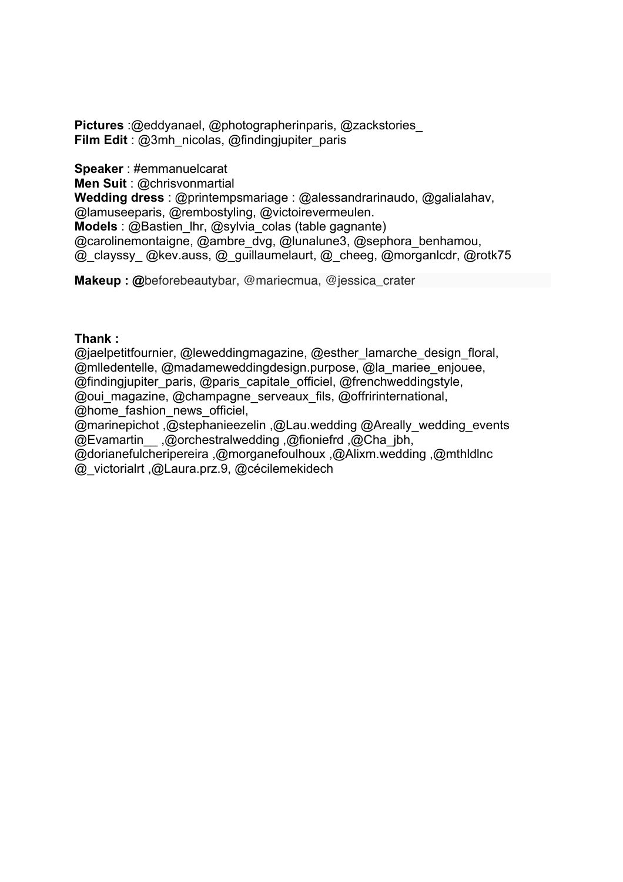**Pictures** :@eddyanael, @photographerinparis, @zackstories_
**Film Edit** : @3mh_nicolas, @findingjupiter_paris

**Speaker** : #emmanuelcarat
**Men Suit** : @chrisvonmartial
**Wedding dress** : @printempsmariage : @alessandrarinaudo, @galialahav, @lamuseeparis, @rembostyling, @victoirevermeulen.
**Models** : @Bastien_lhr, @sylvia_colas (table gagnante) @carolinemontaigne, @ambre_dvg, @lunalune3, @sephora_benhamou, @_clayssy_ @kev.auss, @_guillaumelaurt, @_cheeg, @morganlcdr, @rotk75

**Makeup : @**beforebeautybar, @mariecmua, @jessica_crater

**Thank :**
@jaelpetitfournier, @leweddingmagazine, @esther_lamarche_design_floral, @mlledentelle, @madameweddingdesign.purpose, @la_mariee_enjouee, @findingjupiter_paris, @paris_capitale_officiel, @frenchweddingstyle, @oui_magazine, @champagne_serveaux_fils, @offririnternational, @home_fashion_news_officiel,
@marinepichot ,@stephanieezelin ,@Lau.wedding @Areally_wedding_events @Evamartin__ ,@orchestralwedding ,@fioniefrd ,@Cha_jbh, @dorianefulcheripereira ,@morganefoulhoux ,@Alixm.wedding ,@mthldlnc @_victorialrt ,@Laura.prz.9, @cécilemekidech